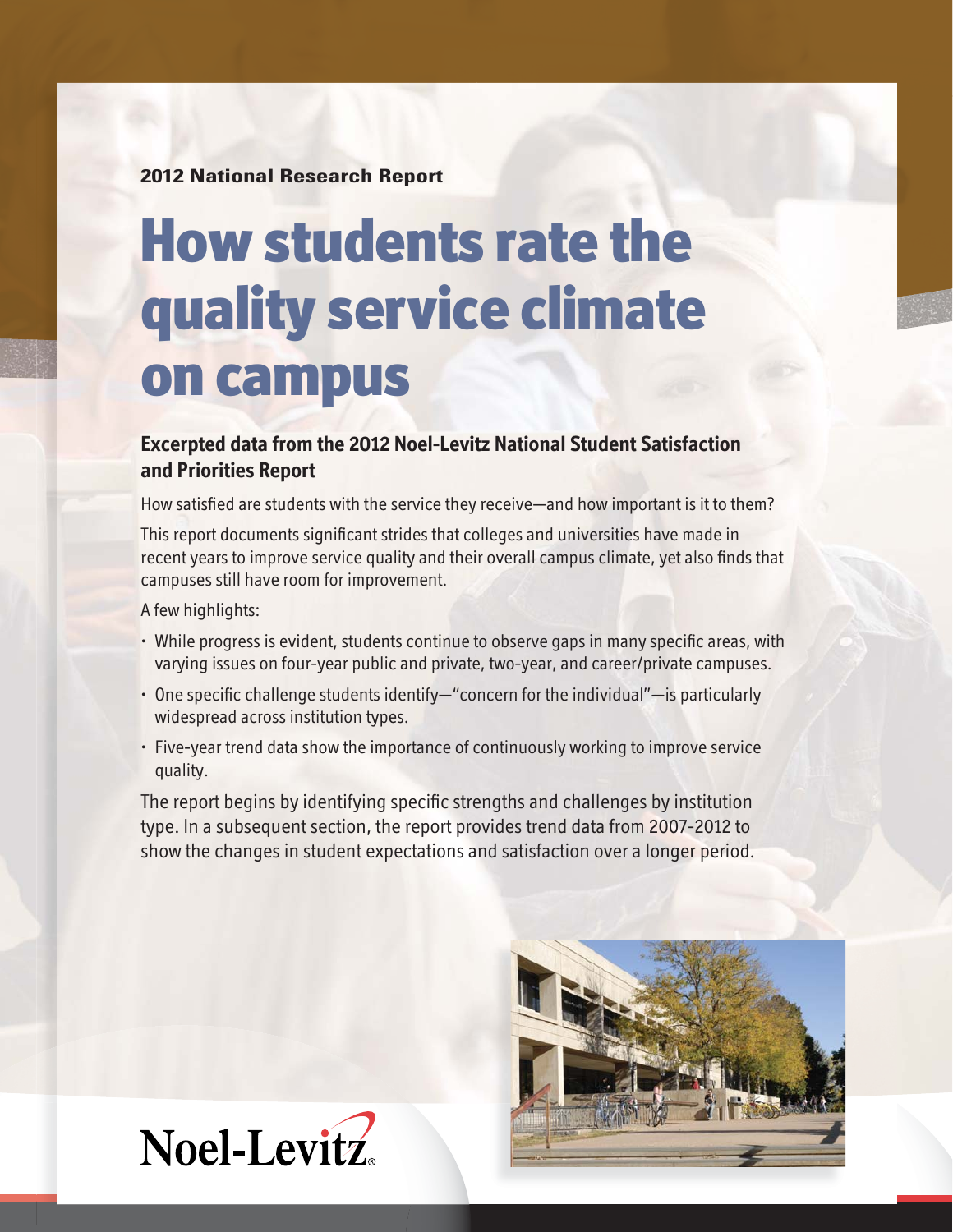2012 National Research Report

# How students rate the quality service climate on campus

## Excerpted data from the 2012 Noel-Levitz National Student Satisfaction and Priorities Report

How satisfied are students with the service they receive—and how important is it to them?

This report documents significant strides that colleges and universities have made in recent years to improve service quality and their overall campus climate, yet also finds that campuses still have room for improvement.

A few highlights:

- While progress is evident, students continue to observe gaps in many specific areas, with varying issues on four-year public and private, two-year, and career/private campuses.
- One specific challenge students identify—"concern for the individual"—is particularly widespread across institution types.
- Five-year trend data show the importance of continuously working to improve service quality.

The report begins by identifying specific strengths and challenges by institution type. In a subsequent section, the report provides trend data from 2007-2012 to show the changes in student expectations and satisfaction over a longer period.

Noel-Levitz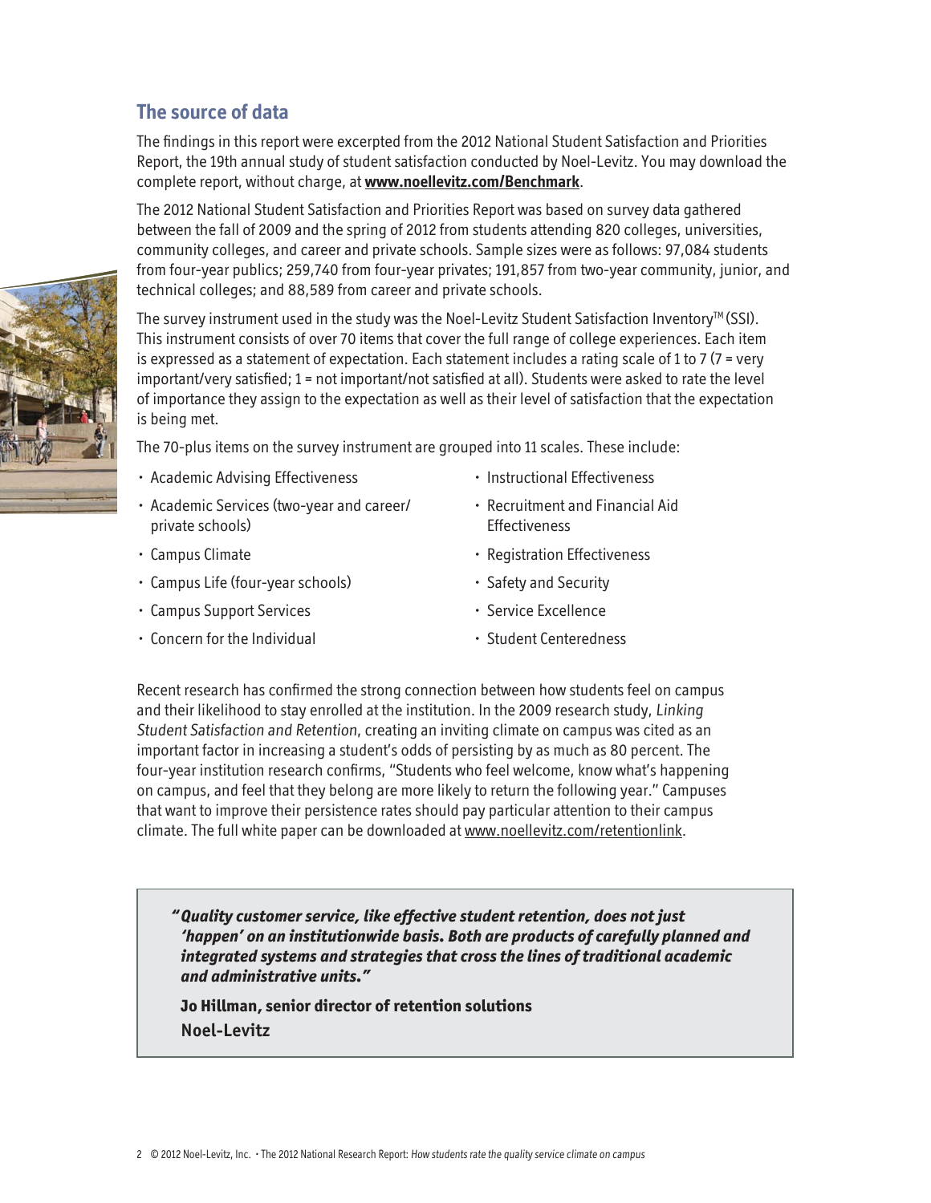## The source of data

The findings in this report were excerpted from the 2012 National Student Satisfaction and Priorities Report, the 19th annual study of student satisfaction conducted by Noel-Levitz. You may download the complete report, without charge, at **www.noellevitz.com/Benchmark**.

The 2012 National Student Satisfaction and Priorities Report was based on survey data gathered between the fall of 2009 and the spring of 2012 from students attending 820 colleges, universities, community colleges, and career and private schools. Sample sizes were as follows: 97,084 students from four-year publics; 259,740 from four-year privates; 191,857 from two-year community, junior, and technical colleges; and 88,589 from career and private schools.

The survey instrument used in the study was the Noel-Levitz Student Satisfaction Inventory™ (SSI). This instrument consists of over 70 items that cover the full range of college experiences. Each item is expressed as a statement of expectation. Each statement includes a rating scale of 1 to 7 (7 = very important/very satisfied; 1 = not important/not satisfied at all). Students were asked to rate the level of importance they assign to the expectation as well as their level of satisfaction that the expectation is being met.

The 70-plus items on the survey instrument are grouped into 11 scales. These include:

- Academic Advising Effectiveness
- Academic Services (two-year and career/private schools)
- Campus Climate
- Campus Life (four-year schools)
- Campus Support Services
- Concern for the Individual
- Instructional Effectiveness
- Recruitment and Financial Aid Effectiveness
- Registration Effectiveness
- Safety and Security
- Service Excellence
- Student Centeredness

Recent research has confirmed the strong connection between how students feel on campus and their likelihood to stay enrolled at the institution. In the 2009 research study, *Linking Student Satisfaction and Retention*, creating an inviting climate on campus was cited as an important factor in increasing a student's odds of persisting by as much as 80 percent. The four-year institution research confirms, "Students who feel welcome, know what's happening on campus, and feel that they belong are more likely to return the following year." Campuses that want to improve their persistence rates should pay particular attention to their campus climate. The full white paper can be downloaded at www.noellevitz.com/retentionlink.

> ***"Quality customer service, like effective student retention, does not just 'happen' on an institutionwide basis. Both are products of carefully planned and integrated systems and strategies that cross the lines of traditional academic and administrative units."***
>
> **Jo Hillman, senior director of retention solutions**
> **Noel-Levitz**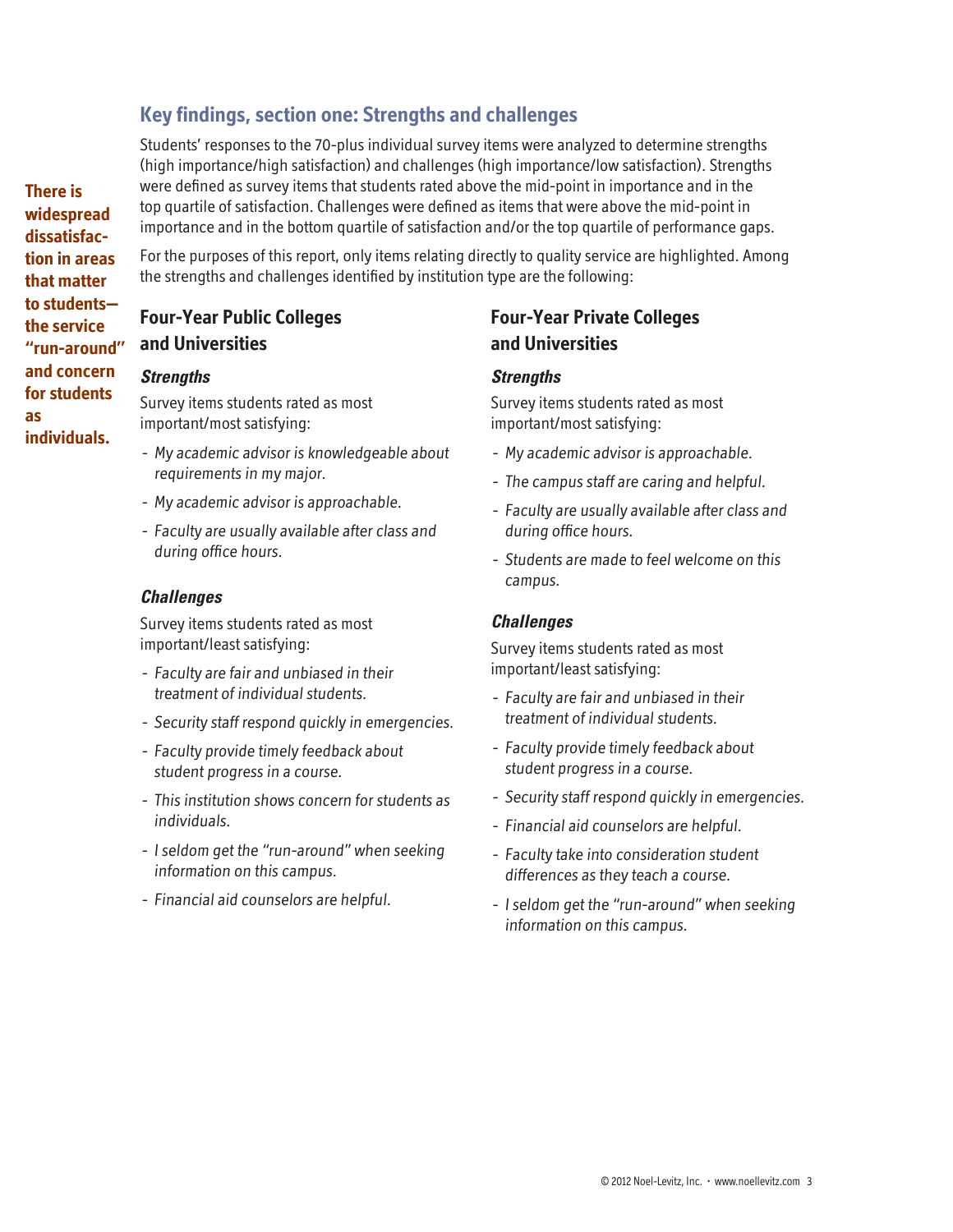## Key findings, section one: Strengths and challenges

**There is widespread dissatisfaction in areas that matter to students—the service "run-around" and concern for students as individuals.**

Students' responses to the 70-plus individual survey items were analyzed to determine strengths (high importance/high satisfaction) and challenges (high importance/low satisfaction). Strengths were defined as survey items that students rated above the mid-point in importance and in the top quartile of satisfaction. Challenges were defined as items that were above the mid-point in importance and in the bottom quartile of satisfaction and/or the top quartile of performance gaps.

For the purposes of this report, only items relating directly to quality service are highlighted. Among the strengths and challenges identified by institution type are the following:

### Four-Year Public Colleges and Universities

#### *Strengths*

Survey items students rated as most important/most satisfying:

- *My academic advisor is knowledgeable about requirements in my major.*
- *My academic advisor is approachable.*
- *Faculty are usually available after class and during office hours.*

#### *Challenges*

Survey items students rated as most important/least satisfying:

- *Faculty are fair and unbiased in their treatment of individual students.*
- *Security staff respond quickly in emergencies.*
- *Faculty provide timely feedback about student progress in a course.*
- *This institution shows concern for students as individuals.*
- *I seldom get the "run-around" when seeking information on this campus.*
- *Financial aid counselors are helpful.*

### Four-Year Private Colleges and Universities

#### *Strengths*

Survey items students rated as most important/most satisfying:

- *My academic advisor is approachable.*
- *The campus staff are caring and helpful.*
- *Faculty are usually available after class and during office hours.*
- *Students are made to feel welcome on this campus.*

#### *Challenges*

Survey items students rated as most important/least satisfying:

- *Faculty are fair and unbiased in their treatment of individual students.*
- *Faculty provide timely feedback about student progress in a course.*
- *Security staff respond quickly in emergencies.*
- *Financial aid counselors are helpful.*
- *Faculty take into consideration student differences as they teach a course.*
- *I seldom get the "run-around" when seeking information on this campus.*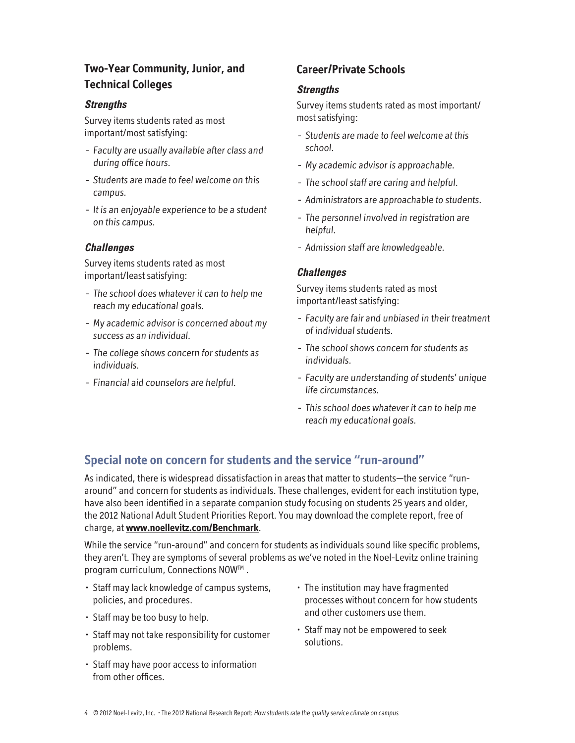## Two-Year Community, Junior, and Technical Colleges

### *Strengths*

Survey items students rated as most important/most satisfying:

- *Faculty are usually available after class and during office hours.*
- *Students are made to feel welcome on this campus.*
- *It is an enjoyable experience to be a student on this campus.*

### *Challenges*

Survey items students rated as most important/least satisfying:

- *The school does whatever it can to help me reach my educational goals.*
- *My academic advisor is concerned about my success as an individual.*
- *The college shows concern for students as individuals.*
- *Financial aid counselors are helpful.*

## Career/Private Schools

### *Strengths*

Survey items students rated as most important/most satisfying:

- *Students are made to feel welcome at this school.*
- *My academic advisor is approachable.*
- *The school staff are caring and helpful.*
- *Administrators are approachable to students.*
- *The personnel involved in registration are helpful.*
- *Admission staff are knowledgeable.*

### *Challenges*

Survey items students rated as most important/least satisfying:

- *Faculty are fair and unbiased in their treatment of individual students.*
- *The school shows concern for students as individuals.*
- *Faculty are understanding of students' unique life circumstances.*
- *This school does whatever it can to help me reach my educational goals.*

## Special note on concern for students and the service "run-around"

As indicated, there is widespread dissatisfaction in areas that matter to students—the service "run-around" and concern for students as individuals. These challenges, evident for each institution type, have also been identified in a separate companion study focusing on students 25 years and older, the 2012 National Adult Student Priorities Report. You may download the complete report, free of charge, at **www.noellevitz.com/Benchmark**.

While the service "run-around" and concern for students as individuals sound like specific problems, they aren't. They are symptoms of several problems as we've noted in the Noel-Levitz online training program curriculum, Connections NOW™ .

- Staff may lack knowledge of campus systems, policies, and procedures.
- Staff may be too busy to help.
- Staff may not take responsibility for customer problems.
- Staff may have poor access to information from other offices.
- The institution may have fragmented processes without concern for how students and other customers use them.
- Staff may not be empowered to seek solutions.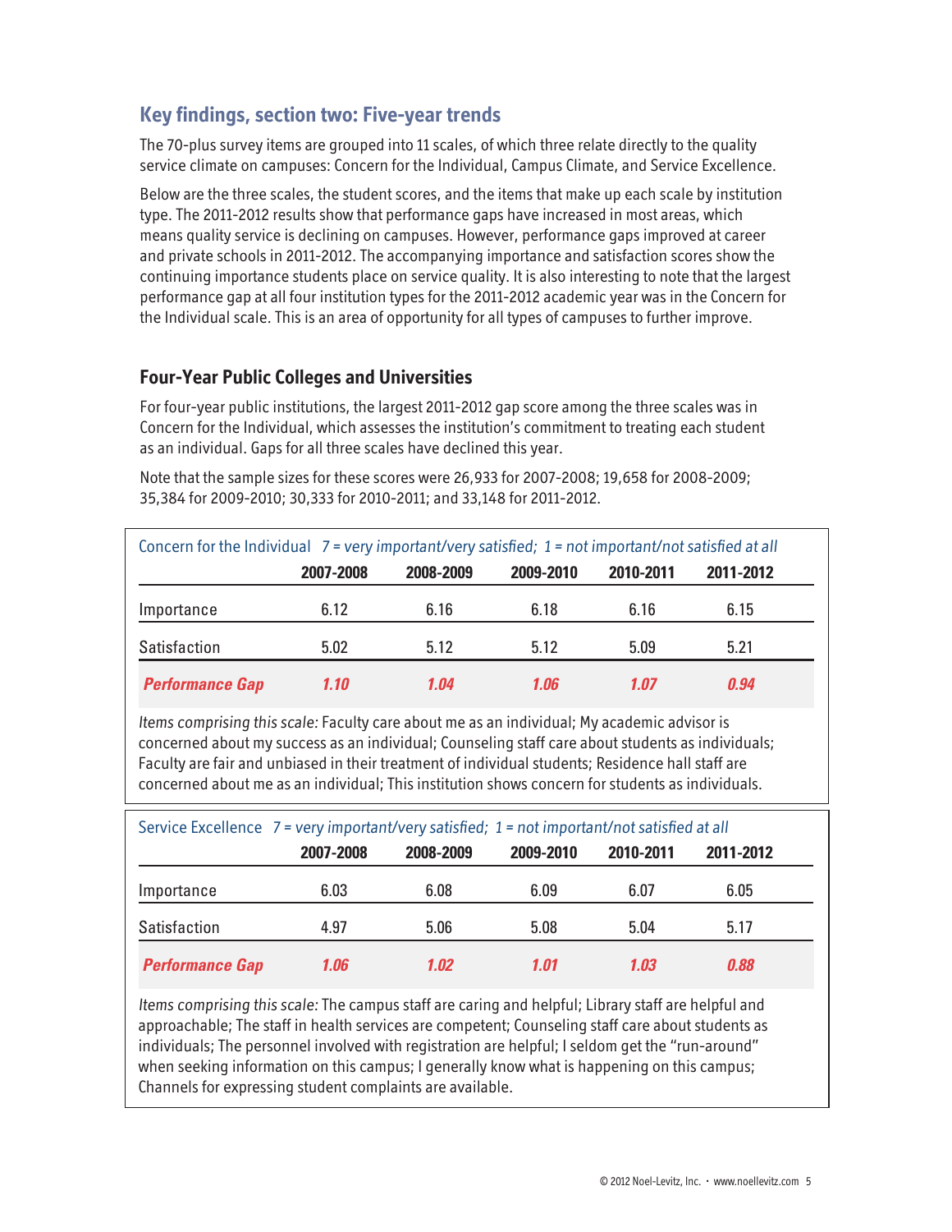## Key findings, section two: Five-year trends

The 70-plus survey items are grouped into 11 scales, of which three relate directly to the quality service climate on campuses: Concern for the Individual, Campus Climate, and Service Excellence.

Below are the three scales, the student scores, and the items that make up each scale by institution type. The 2011-2012 results show that performance gaps have increased in most areas, which means quality service is declining on campuses. However, performance gaps improved at career and private schools in 2011-2012. The accompanying importance and satisfaction scores show the continuing importance students place on service quality. It is also interesting to note that the largest performance gap at all four institution types for the 2011-2012 academic year was in the Concern for the Individual scale. This is an area of opportunity for all types of campuses to further improve.

### Four-Year Public Colleges and Universities

For four-year public institutions, the largest 2011-2012 gap score among the three scales was in Concern for the Individual, which assesses the institution's commitment to treating each student as an individual. Gaps for all three scales have declined this year.

Note that the sample sizes for these scores were 26,933 for 2007-2008; 19,658 for 2008-2009; 35,384 for 2009-2010; 30,333 for 2010-2011; and 33,148 for 2011-2012.

Concern for the Individual *7 = very important/very satisfied; 1 = not important/not satisfied at all*

| | 2007-2008 | 2008-2009 | 2009-2010 | 2010-2011 | 2011-2012 |
|---|---|---|---|---|---|
| Importance | 6.12 | 6.16 | 6.18 | 6.16 | 6.15 |
| Satisfaction | 5.02 | 5.12 | 5.12 | 5.09 | 5.21 |
| ***Performance Gap*** | ***1.10*** | ***1.04*** | ***1.06*** | ***1.07*** | ***0.94*** |

*Items comprising this scale:* Faculty care about me as an individual; My academic advisor is concerned about my success as an individual; Counseling staff care about students as individuals; Faculty are fair and unbiased in their treatment of individual students; Residence hall staff are concerned about me as an individual; This institution shows concern for students as individuals.

Service Excellence *7 = very important/very satisfied; 1 = not important/not satisfied at all*

| | 2007-2008 | 2008-2009 | 2009-2010 | 2010-2011 | 2011-2012 |
|---|---|---|---|---|---|
| Importance | 6.03 | 6.08 | 6.09 | 6.07 | 6.05 |
| Satisfaction | 4.97 | 5.06 | 5.08 | 5.04 | 5.17 |
| ***Performance Gap*** | ***1.06*** | ***1.02*** | ***1.01*** | ***1.03*** | ***0.88*** |

*Items comprising this scale:* The campus staff are caring and helpful; Library staff are helpful and approachable; The staff in health services are competent; Counseling staff care about students as individuals; The personnel involved with registration are helpful; I seldom get the "run-around" when seeking information on this campus; I generally know what is happening on this campus; Channels for expressing student complaints are available.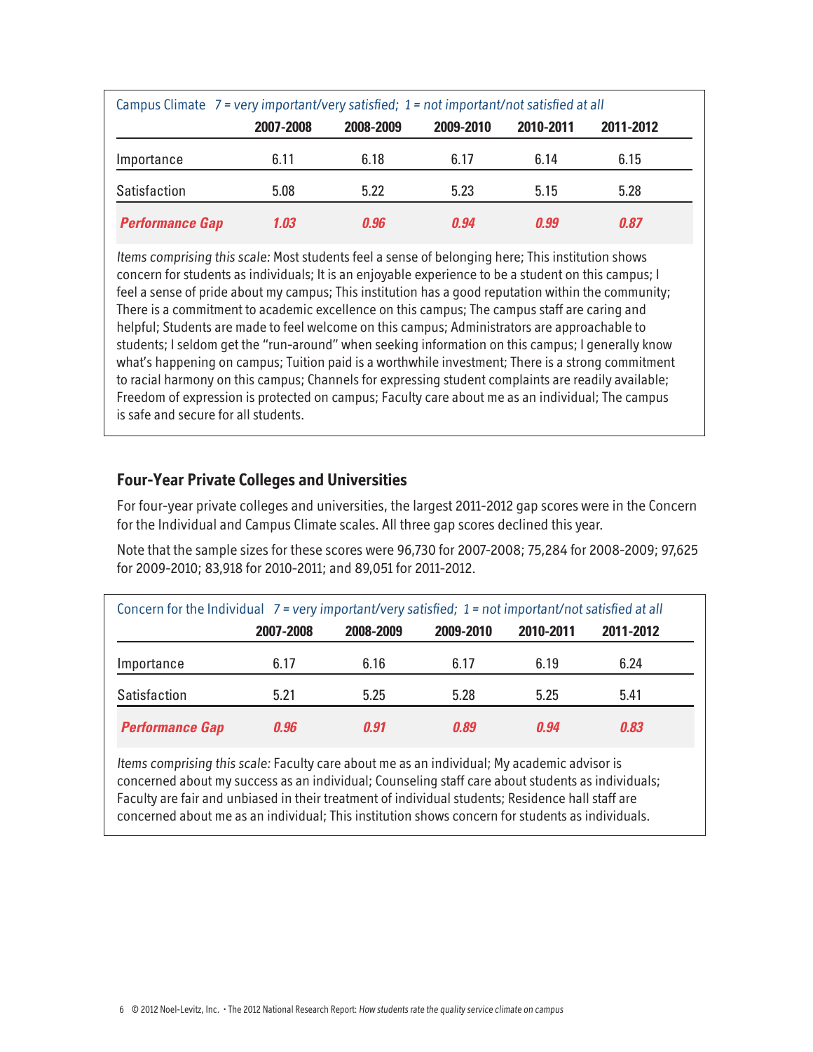| Campus Climate *7 = very important/very satisfied; 1 = not important/not satisfied at all* | 2007-2008 | 2008-2009 | 2009-2010 | 2010-2011 | 2011-2012 |
|---|---|---|---|---|---|
| Importance | 6.11 | 6.18 | 6.17 | 6.14 | 6.15 |
| Satisfaction | 5.08 | 5.22 | 5.23 | 5.15 | 5.28 |
| ***Performance Gap*** | ***1.03*** | ***0.96*** | ***0.94*** | ***0.99*** | ***0.87*** |

*Items comprising this scale:* Most students feel a sense of belonging here; This institution shows concern for students as individuals; It is an enjoyable experience to be a student on this campus; I feel a sense of pride about my campus; This institution has a good reputation within the community; There is a commitment to academic excellence on this campus; The campus staff are caring and helpful; Students are made to feel welcome on this campus; Administrators are approachable to students; I seldom get the "run-around" when seeking information on this campus; I generally know what's happening on campus; Tuition paid is a worthwhile investment; There is a strong commitment to racial harmony on this campus; Channels for expressing student complaints are readily available; Freedom of expression is protected on campus; Faculty care about me as an individual; The campus is safe and secure for all students.

## Four-Year Private Colleges and Universities

For four-year private colleges and universities, the largest 2011-2012 gap scores were in the Concern for the Individual and Campus Climate scales. All three gap scores declined this year.

Note that the sample sizes for these scores were 96,730 for 2007-2008; 75,284 for 2008-2009; 97,625 for 2009-2010; 83,918 for 2010-2011; and 89,051 for 2011-2012.

| Concern for the Individual *7 = very important/very satisfied; 1 = not important/not satisfied at all* | 2007-2008 | 2008-2009 | 2009-2010 | 2010-2011 | 2011-2012 |
|---|---|---|---|---|---|
| Importance | 6.17 | 6.16 | 6.17 | 6.19 | 6.24 |
| Satisfaction | 5.21 | 5.25 | 5.28 | 5.25 | 5.41 |
| ***Performance Gap*** | ***0.96*** | ***0.91*** | ***0.89*** | ***0.94*** | ***0.83*** |

*Items comprising this scale:* Faculty care about me as an individual; My academic advisor is concerned about my success as an individual; Counseling staff care about students as individuals; Faculty are fair and unbiased in their treatment of individual students; Residence hall staff are concerned about me as an individual; This institution shows concern for students as individuals.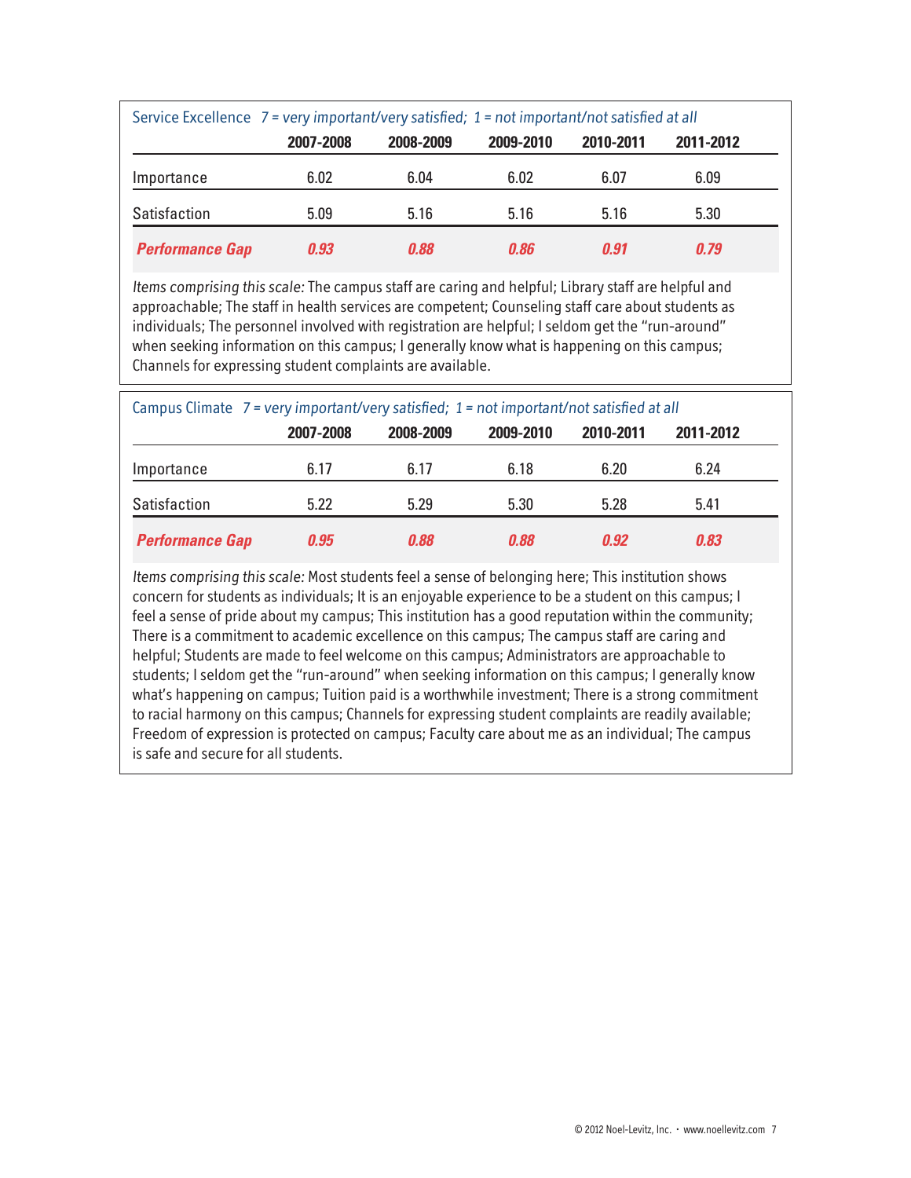Service Excellence *7 = very important/very satisfied; 1 = not important/not satisfied at all*

| | 2007-2008 | 2008-2009 | 2009-2010 | 2010-2011 | 2011-2012 |
|---|---|---|---|---|---|
| Importance | 6.02 | 6.04 | 6.02 | 6.07 | 6.09 |
| Satisfaction | 5.09 | 5.16 | 5.16 | 5.16 | 5.30 |
| ***Performance Gap*** | ***0.93*** | ***0.88*** | ***0.86*** | ***0.91*** | ***0.79*** |

*Items comprising this scale:* The campus staff are caring and helpful; Library staff are helpful and approachable; The staff in health services are competent; Counseling staff care about students as individuals; The personnel involved with registration are helpful; I seldom get the "run-around" when seeking information on this campus; I generally know what is happening on this campus; Channels for expressing student complaints are available.

Campus Climate *7 = very important/very satisfied; 1 = not important/not satisfied at all*

| | 2007-2008 | 2008-2009 | 2009-2010 | 2010-2011 | 2011-2012 |
|---|---|---|---|---|---|
| Importance | 6.17 | 6.17 | 6.18 | 6.20 | 6.24 |
| Satisfaction | 5.22 | 5.29 | 5.30 | 5.28 | 5.41 |
| ***Performance Gap*** | ***0.95*** | ***0.88*** | ***0.88*** | ***0.92*** | ***0.83*** |

*Items comprising this scale:* Most students feel a sense of belonging here; This institution shows concern for students as individuals; It is an enjoyable experience to be a student on this campus; I feel a sense of pride about my campus; This institution has a good reputation within the community; There is a commitment to academic excellence on this campus; The campus staff are caring and helpful; Students are made to feel welcome on this campus; Administrators are approachable to students; I seldom get the "run-around" when seeking information on this campus; I generally know what's happening on campus; Tuition paid is a worthwhile investment; There is a strong commitment to racial harmony on this campus; Channels for expressing student complaints are readily available; Freedom of expression is protected on campus; Faculty care about me as an individual; The campus is safe and secure for all students.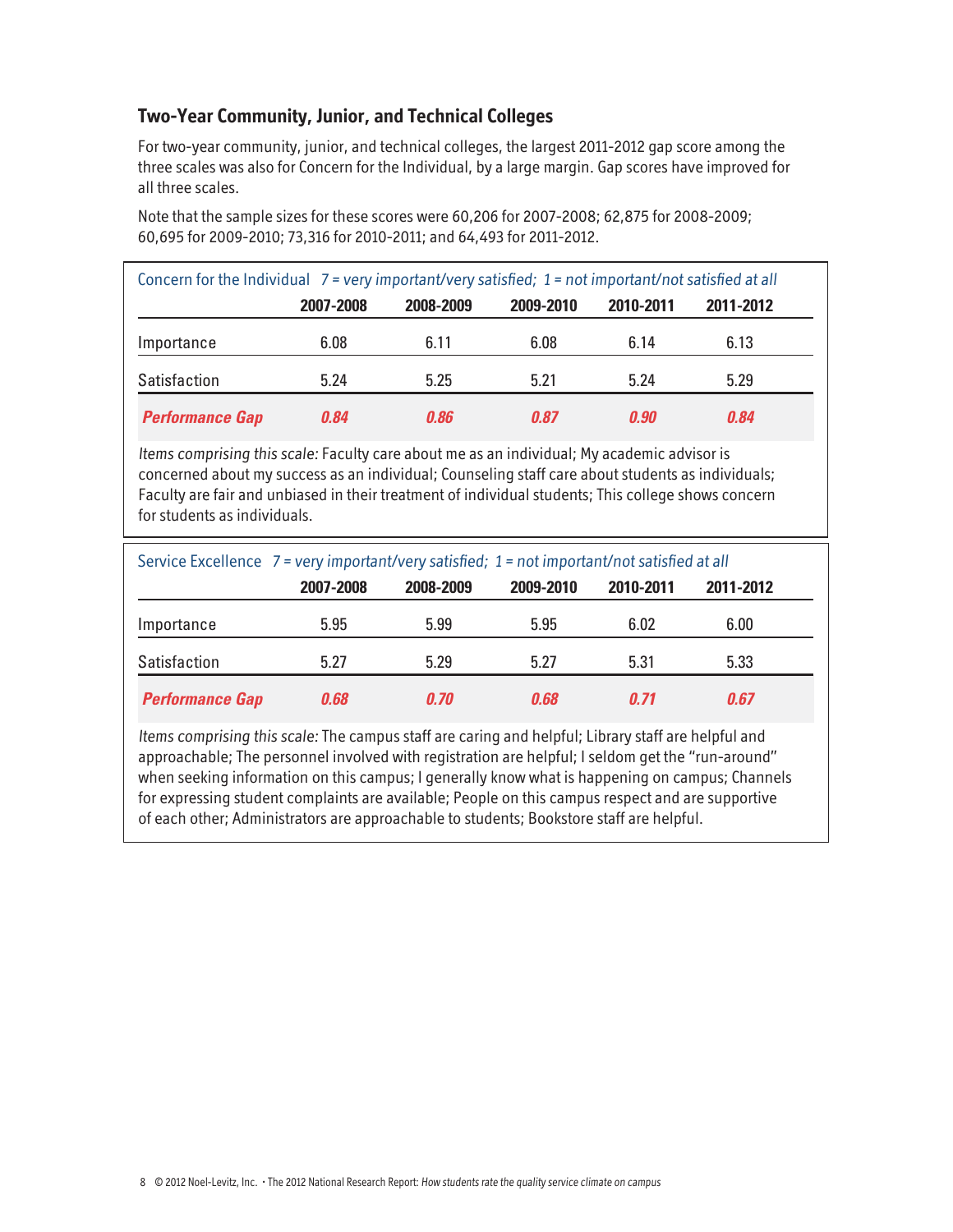## Two-Year Community, Junior, and Technical Colleges

For two-year community, junior, and technical colleges, the largest 2011-2012 gap score among the three scales was also for Concern for the Individual, by a large margin. Gap scores have improved for all three scales.

Note that the sample sizes for these scores were 60,206 for 2007-2008; 62,875 for 2008-2009; 60,695 for 2009-2010; 73,316 for 2010-2011; and 64,493 for 2011-2012.

Concern for the Individual *7 = very important/very satisfied; 1 = not important/not satisfied at all*

| | 2007-2008 | 2008-2009 | 2009-2010 | 2010-2011 | 2011-2012 |
|---|---|---|---|---|---|
| Importance | 6.08 | 6.11 | 6.08 | 6.14 | 6.13 |
| Satisfaction | 5.24 | 5.25 | 5.21 | 5.24 | 5.29 |
| ***Performance Gap*** | ***0.84*** | ***0.86*** | ***0.87*** | ***0.90*** | ***0.84*** |

*Items comprising this scale:* Faculty care about me as an individual; My academic advisor is concerned about my success as an individual; Counseling staff care about students as individuals; Faculty are fair and unbiased in their treatment of individual students; This college shows concern for students as individuals.

Service Excellence *7 = very important/very satisfied; 1 = not important/not satisfied at all*

| | 2007-2008 | 2008-2009 | 2009-2010 | 2010-2011 | 2011-2012 |
|---|---|---|---|---|---|
| Importance | 5.95 | 5.99 | 5.95 | 6.02 | 6.00 |
| Satisfaction | 5.27 | 5.29 | 5.27 | 5.31 | 5.33 |
| ***Performance Gap*** | ***0.68*** | ***0.70*** | ***0.68*** | ***0.71*** | ***0.67*** |

*Items comprising this scale:* The campus staff are caring and helpful; Library staff are helpful and approachable; The personnel involved with registration are helpful; I seldom get the "run-around" when seeking information on this campus; I generally know what is happening on campus; Channels for expressing student complaints are available; People on this campus respect and are supportive of each other; Administrators are approachable to students; Bookstore staff are helpful.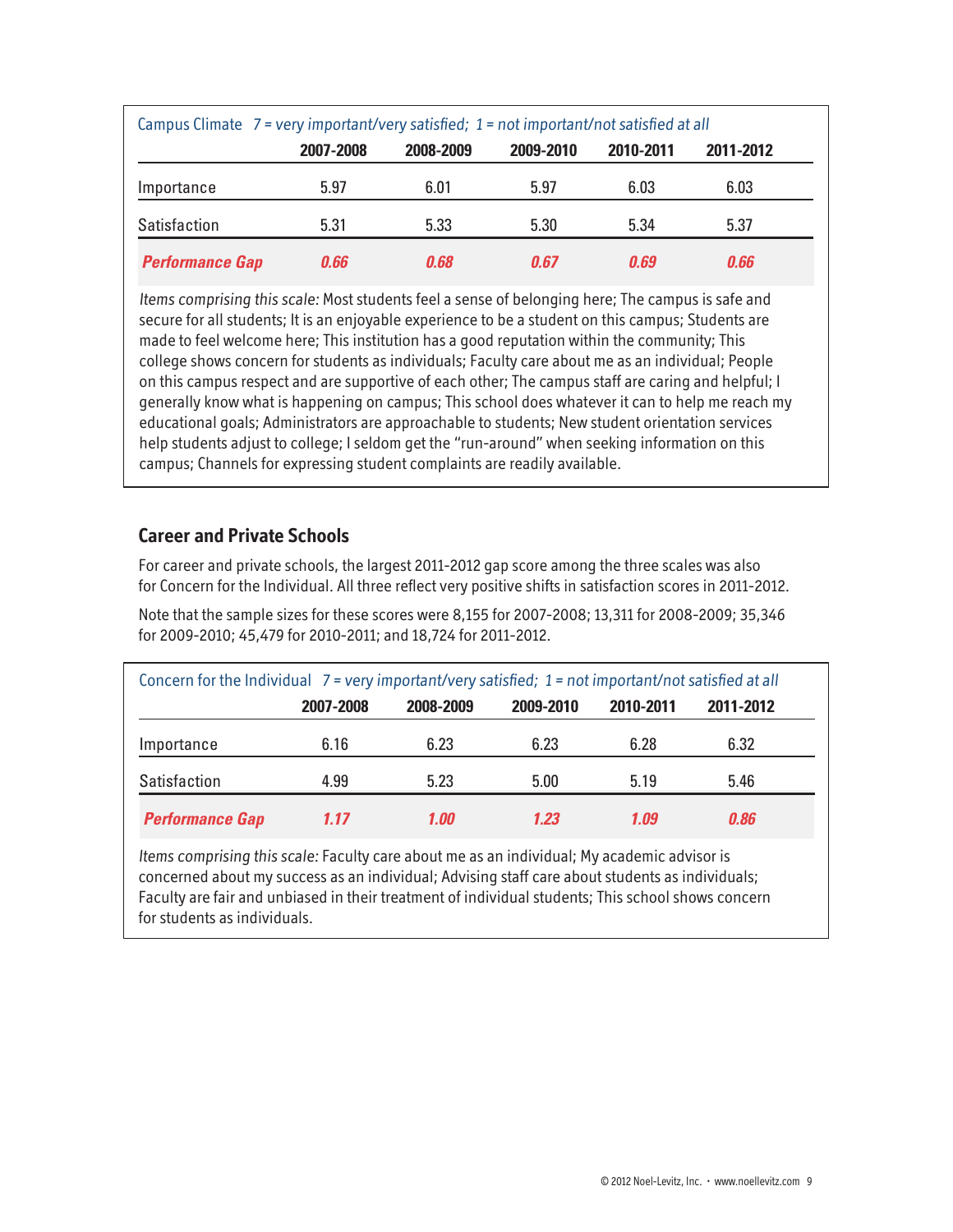| Campus Climate *7 = very important/very satisfied; 1 = not important/not satisfied at all* | 2007-2008 | 2008-2009 | 2009-2010 | 2010-2011 | 2011-2012 |
|---|---|---|---|---|---|
| Importance | 5.97 | 6.01 | 5.97 | 6.03 | 6.03 |
| Satisfaction | 5.31 | 5.33 | 5.30 | 5.34 | 5.37 |
| ***Performance Gap*** | ***0.66*** | ***0.68*** | ***0.67*** | ***0.69*** | ***0.66*** |

*Items comprising this scale:* Most students feel a sense of belonging here; The campus is safe and secure for all students; It is an enjoyable experience to be a student on this campus; Students are made to feel welcome here; This institution has a good reputation within the community; This college shows concern for students as individuals; Faculty care about me as an individual; People on this campus respect and are supportive of each other; The campus staff are caring and helpful; I generally know what is happening on campus; This school does whatever it can to help me reach my educational goals; Administrators are approachable to students; New student orientation services help students adjust to college; I seldom get the "run-around" when seeking information on this campus; Channels for expressing student complaints are readily available.

## Career and Private Schools

For career and private schools, the largest 2011-2012 gap score among the three scales was also for Concern for the Individual. All three reflect very positive shifts in satisfaction scores in 2011-2012.

Note that the sample sizes for these scores were 8,155 for 2007-2008; 13,311 for 2008-2009; 35,346 for 2009-2010; 45,479 for 2010-2011; and 18,724 for 2011-2012.

| Concern for the Individual *7 = very important/very satisfied; 1 = not important/not satisfied at all* | 2007-2008 | 2008-2009 | 2009-2010 | 2010-2011 | 2011-2012 |
|---|---|---|---|---|---|
| Importance | 6.16 | 6.23 | 6.23 | 6.28 | 6.32 |
| Satisfaction | 4.99 | 5.23 | 5.00 | 5.19 | 5.46 |
| ***Performance Gap*** | ***1.17*** | ***1.00*** | ***1.23*** | ***1.09*** | ***0.86*** |

*Items comprising this scale:* Faculty care about me as an individual; My academic advisor is concerned about my success as an individual; Advising staff care about students as individuals; Faculty are fair and unbiased in their treatment of individual students; This school shows concern for students as individuals.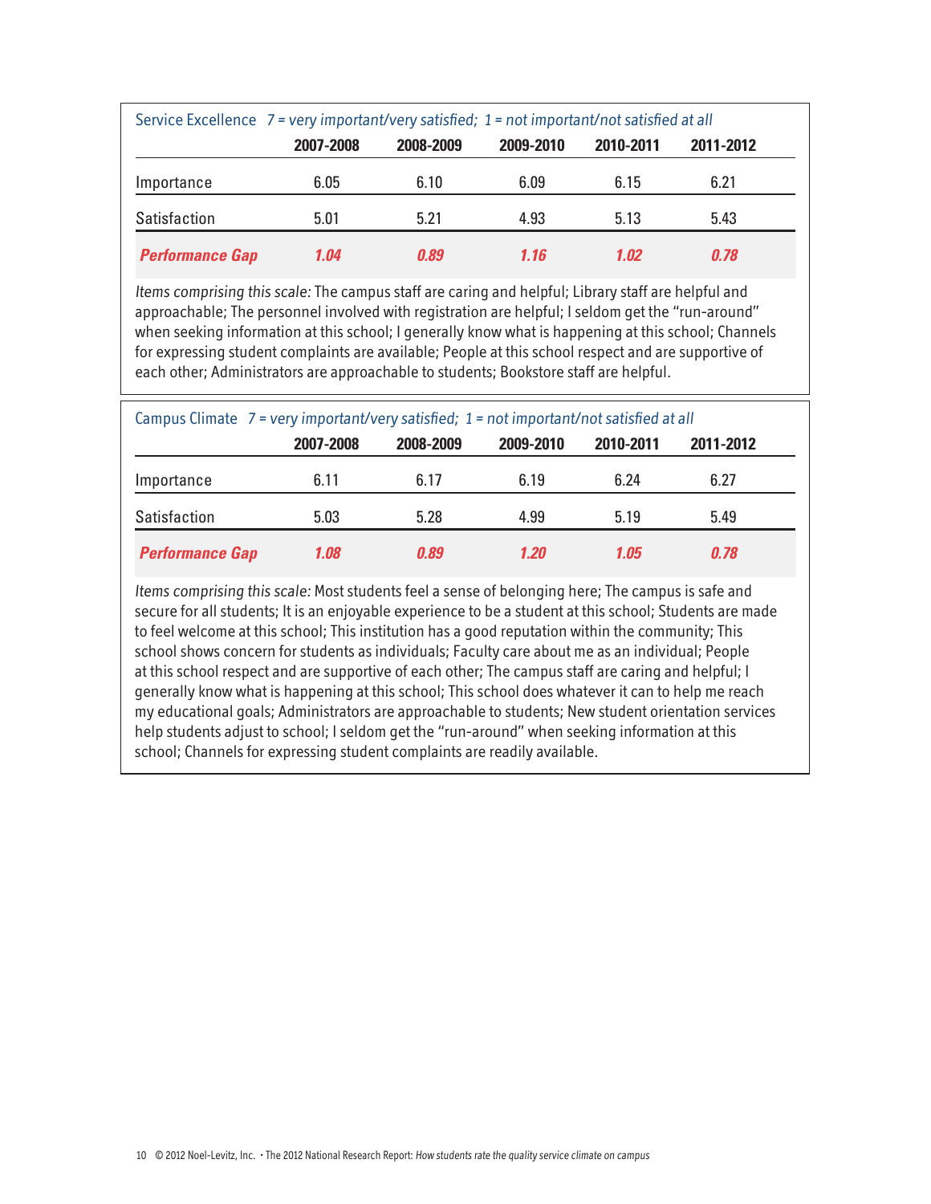**Service Excellence** *7 = very important/very satisfied; 1 = not important/not satisfied at all*

| | 2007-2008 | 2008-2009 | 2009-2010 | 2010-2011 | 2011-2012 |
|---|---|---|---|---|---|
| Importance | 6.05 | 6.10 | 6.09 | 6.15 | 6.21 |
| Satisfaction | 5.01 | 5.21 | 4.93 | 5.13 | 5.43 |
| ***Performance Gap*** | ***1.04*** | ***0.89*** | ***1.16*** | ***1.02*** | ***0.78*** |

*Items comprising this scale:* The campus staff are caring and helpful; Library staff are helpful and approachable; The personnel involved with registration are helpful; I seldom get the "run-around" when seeking information at this school; I generally know what is happening at this school; Channels for expressing student complaints are available; People at this school respect and are supportive of each other; Administrators are approachable to students; Bookstore staff are helpful.

**Campus Climate** *7 = very important/very satisfied; 1 = not important/not satisfied at all*

| | 2007-2008 | 2008-2009 | 2009-2010 | 2010-2011 | 2011-2012 |
|---|---|---|---|---|---|
| Importance | 6.11 | 6.17 | 6.19 | 6.24 | 6.27 |
| Satisfaction | 5.03 | 5.28 | 4.99 | 5.19 | 5.49 |
| ***Performance Gap*** | ***1.08*** | ***0.89*** | ***1.20*** | ***1.05*** | ***0.78*** |

*Items comprising this scale:* Most students feel a sense of belonging here; The campus is safe and secure for all students; It is an enjoyable experience to be a student at this school; Students are made to feel welcome at this school; This institution has a good reputation within the community; This school shows concern for students as individuals; Faculty care about me as an individual; People at this school respect and are supportive of each other; The campus staff are caring and helpful; I generally know what is happening at this school; This school does whatever it can to help me reach my educational goals; Administrators are approachable to students; New student orientation services help students adjust to school; I seldom get the "run-around" when seeking information at this school; Channels for expressing student complaints are readily available.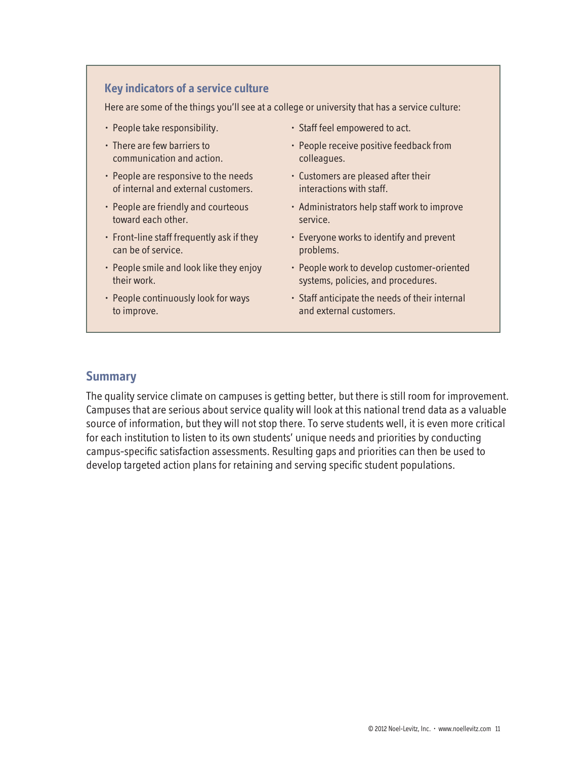### Key indicators of a service culture

Here are some of the things you'll see at a college or university that has a service culture:

- People take responsibility.
- There are few barriers to communication and action.
- People are responsive to the needs of internal and external customers.
- People are friendly and courteous toward each other.
- Front-line staff frequently ask if they can be of service.
- People smile and look like they enjoy their work.
- People continuously look for ways to improve.
- Staff feel empowered to act.
- People receive positive feedback from colleagues.
- Customers are pleased after their interactions with staff.
- Administrators help staff work to improve service.
- Everyone works to identify and prevent problems.
- People work to develop customer-oriented systems, policies, and procedures.
- Staff anticipate the needs of their internal and external customers.

## Summary

The quality service climate on campuses is getting better, but there is still room for improvement. Campuses that are serious about service quality will look at this national trend data as a valuable source of information, but they will not stop there. To serve students well, it is even more critical for each institution to listen to its own students' unique needs and priorities by conducting campus-specific satisfaction assessments. Resulting gaps and priorities can then be used to develop targeted action plans for retaining and serving specific student populations.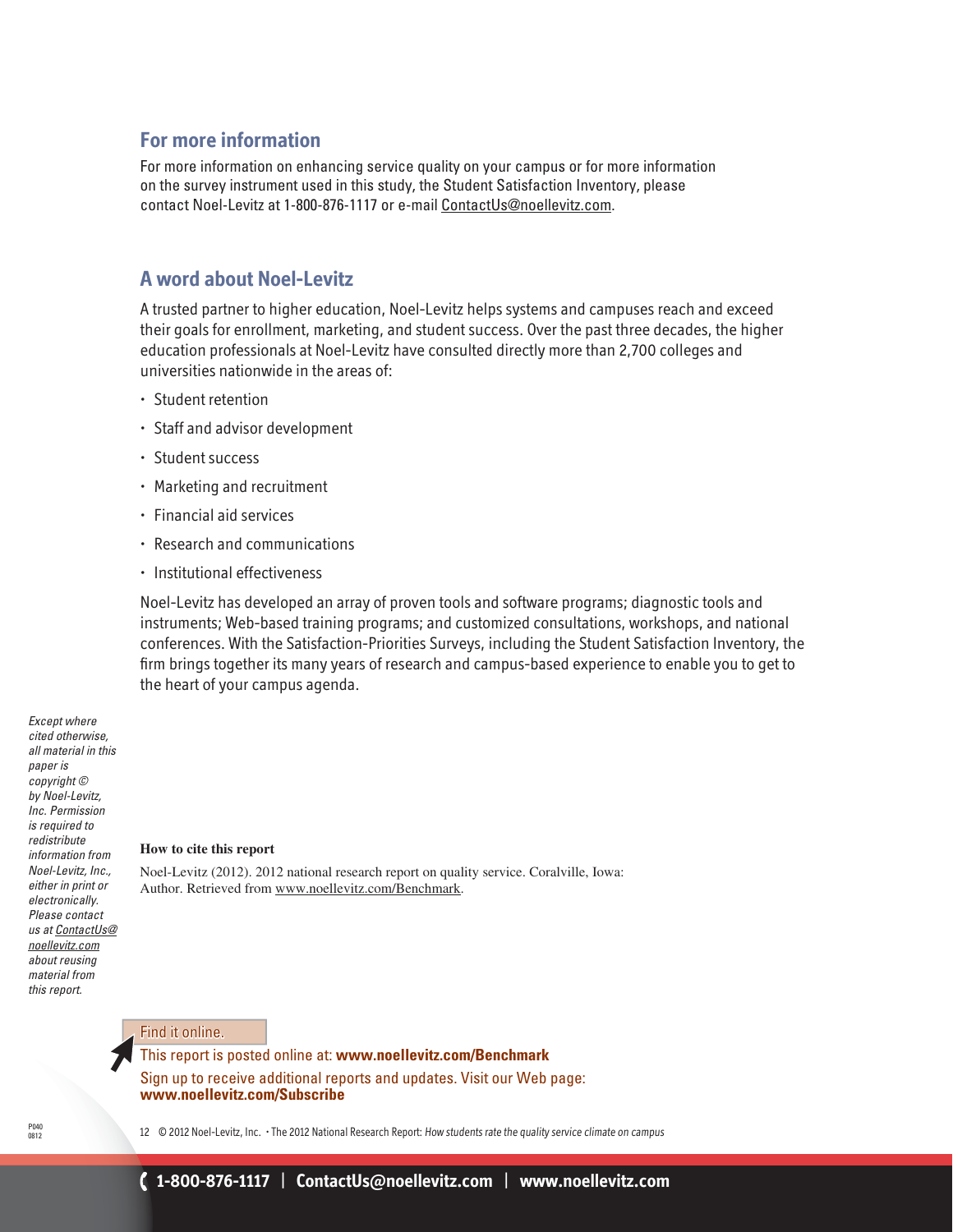## For more information

For more information on enhancing service quality on your campus or for more information on the survey instrument used in this study, the Student Satisfaction Inventory, please contact Noel-Levitz at 1-800-876-1117 or e-mail ContactUs@noellevitz.com.

## A word about Noel-Levitz

A trusted partner to higher education, Noel-Levitz helps systems and campuses reach and exceed their goals for enrollment, marketing, and student success. Over the past three decades, the higher education professionals at Noel-Levitz have consulted directly more than 2,700 colleges and universities nationwide in the areas of:

- Student retention
- Staff and advisor development
- Student success
- Marketing and recruitment
- Financial aid services
- Research and communications
- Institutional effectiveness

Noel-Levitz has developed an array of proven tools and software programs; diagnostic tools and instruments; Web-based training programs; and customized consultations, workshops, and national conferences. With the Satisfaction-Priorities Surveys, including the Student Satisfaction Inventory, the firm brings together its many years of research and campus-based experience to enable you to get to the heart of your campus agenda.

*Except where cited otherwise, all material in this paper is copyright © by Noel-Levitz, Inc. Permission is required to redistribute information from Noel-Levitz, Inc., either in print or electronically. Please contact us at ContactUs@noellevitz.com about reusing material from this report.*

**How to cite this report**

Noel-Levitz (2012). 2012 national research report on quality service. Coralville, Iowa: Author. Retrieved from www.noellevitz.com/Benchmark.

Find it online.

This report is posted online at: **www.noellevitz.com/Benchmark**

Sign up to receive additional reports and updates. Visit our Web page: **www.noellevitz.com/Subscribe**

P040
0812

© 2012 Noel-Levitz, Inc. • The 2012 National Research Report: *How students rate the quality service climate on campus*

**1-800-876-1117 | ContactUs@noellevitz.com | www.noellevitz.com**